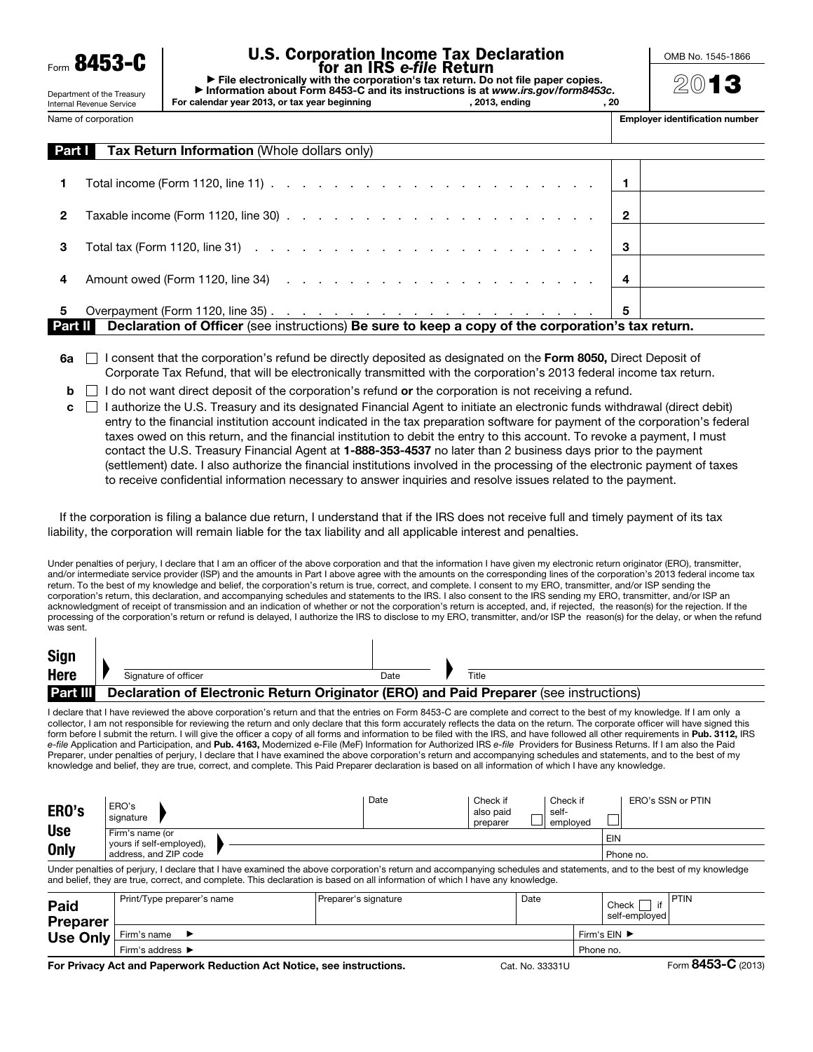Form **8453-C**

Department of the Treasury
Internal Revenue Service

# U.S. Corporation Income Tax Declaration for an IRS *e-file* Return

▶ File electronically with the corporation's tax return. Do not file paper copies.
▶ Information about Form 8453-C and its instructions is at *www.irs.gov/form8453c*.

For calendar year 2013, or tax year beginning , 2013, ending , 20

OMB No. 1545-1866

**2013**

| Name of corporation | Employer identification number |
|---|---|
| | |

**Part I** **Tax Return Information** (Whole dollars only)

| | | | |
|---|---|---|---|
| 1 | Total income (Form 1120, line 11) | 1 | |
| 2 | Taxable income (Form 1120, line 30) | 2 | |
| 3 | Total tax (Form 1120, line 31) | 3 | |
| 4 | Amount owed (Form 1120, line 34) | 4 | |
| 5 | Overpayment (Form 1120, line 35) | 5 | |

**Part II** **Declaration of Officer** (see instructions) **Be sure to keep a copy of the corporation's tax return.**

**6a** ☐ I consent that the corporation's refund be directly deposited as designated on the **Form 8050,** Direct Deposit of Corporate Tax Refund, that will be electronically transmitted with the corporation's 2013 federal income tax return.

**b** ☐ I do not want direct deposit of the corporation's refund **or** the corporation is not receiving a refund.

**c** ☐ I authorize the U.S. Treasury and its designated Financial Agent to initiate an electronic funds withdrawal (direct debit) entry to the financial institution account indicated in the tax preparation software for payment of the corporation's federal taxes owed on this return, and the financial institution to debit the entry to this account. To revoke a payment, I must contact the U.S. Treasury Financial Agent at **1-888-353-4537** no later than 2 business days prior to the payment (settlement) date. I also authorize the financial institutions involved in the processing of the electronic payment of taxes to receive confidential information necessary to answer inquiries and resolve issues related to the payment.

If the corporation is filing a balance due return, I understand that if the IRS does not receive full and timely payment of its tax liability, the corporation will remain liable for the tax liability and all applicable interest and penalties.

Under penalties of perjury, I declare that I am an officer of the above corporation and that the information I have given my electronic return originator (ERO), transmitter, and/or intermediate service provider (ISP) and the amounts in Part I above agree with the amounts on the corresponding lines of the corporation's 2013 federal income tax return. To the best of my knowledge and belief, the corporation's return is true, correct, and complete. I consent to my ERO, transmitter, and/or ISP sending the corporation's return, this declaration, and accompanying schedules and statements to the IRS. I also consent to the IRS sending my ERO, transmitter, and/or ISP an acknowledgment of receipt of transmission and an indication of whether or not the corporation's return is accepted, and, if rejected, the reason(s) for the rejection. If the processing of the corporation's return or refund is delayed, I authorize the IRS to disclose to my ERO, transmitter, and/or ISP the reason(s) for the delay, or when the refund was sent.

| **Sign Here** | ▶ Signature of officer | Date | ▶ Title |
|---|---|---|---|

**Part III** **Declaration of Electronic Return Originator (ERO) and Paid Preparer** (see instructions)

I declare that I have reviewed the above corporation's return and that the entries on Form 8453-C are complete and correct to the best of my knowledge. If I am only a collector, I am not responsible for reviewing the return and only declare that this form accurately reflects the data on the return. The corporate officer will have signed this form before I submit the return. I will give the officer a copy of all forms and information to be filed with the IRS, and have followed all other requirements in **Pub. 3112,** IRS *e-file* Application and Participation, and **Pub. 4163,** Modernized e-File (MeF) Information for Authorized IRS *e-file* Providers for Business Returns. If I am also the Paid Preparer, under penalties of perjury, I declare that I have examined the above corporation's return and accompanying schedules and statements, and to the best of my knowledge and belief, they are true, correct, and complete. This Paid Preparer declaration is based on all information of which I have any knowledge.

| **ERO's Use Only** | ERO's signature ▶ | Date | Check if also paid preparer ☐ | Check if self-employed ☐ | ERO's SSN or PTIN |
|---|---|---|---|---|---|
| | Firm's name (or yours if self-employed), address, and ZIP code ▶ | | | | EIN |
| | | | | | Phone no. |

Under penalties of perjury, I declare that I have examined the above corporation's return and accompanying schedules and statements, and to the best of my knowledge and belief, they are true, correct, and complete. This declaration is based on all information of which I have any knowledge.

| **Paid Preparer Use Only** | Print/Type preparer's name | Preparer's signature | Date | Check ☐ if self-employed | PTIN |
|---|---|---|---|---|---|
| | Firm's name ▶ | | | Firm's EIN ▶ | |
| | Firm's address ▶ | | | Phone no. | |

**For Privacy Act and Paperwork Reduction Act Notice, see instructions.** Cat. No. 33331U Form **8453-C** (2013)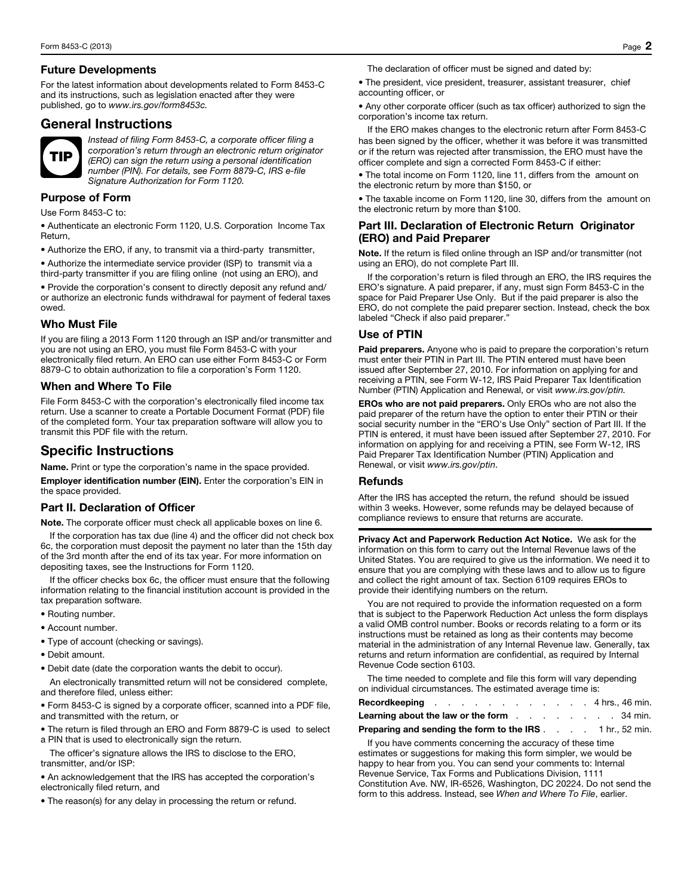## Future Developments

For the latest information about developments related to Form 8453-C and its instructions, such as legislation enacted after they were published, go to *www.irs.gov/form8453c.*

# General Instructions

**TIP** *Instead of filing Form 8453-C, a corporate officer filing a corporation's return through an electronic return originator (ERO) can sign the return using a personal identification number (PIN). For details, see Form 8879-C, IRS e-file Signature Authorization for Form 1120.*

## Purpose of Form

Use Form 8453-C to:

- Authenticate an electronic Form 1120, U.S. Corporation Income Tax Return,
- Authorize the ERO, if any, to transmit via a third-party transmitter,
- Authorize the intermediate service provider (ISP) to transmit via a third-party transmitter if you are filing online (not using an ERO), and
- Provide the corporation's consent to directly deposit any refund and/or authorize an electronic funds withdrawal for payment of federal taxes owed.

## Who Must File

If you are filing a 2013 Form 1120 through an ISP and/or transmitter and you are not using an ERO, you must file Form 8453-C with your electronically filed return. An ERO can use either Form 8453-C or Form 8879-C to obtain authorization to file a corporation's Form 1120.

## When and Where To File

File Form 8453-C with the corporation's electronically filed income tax return. Use a scanner to create a Portable Document Format (PDF) file of the completed form. Your tax preparation software will allow you to transmit this PDF file with the return.

# Specific Instructions

**Name.** Print or type the corporation's name in the space provided.

**Employer identification number (EIN).** Enter the corporation's EIN in the space provided.

## Part II. Declaration of Officer

**Note.** The corporate officer must check all applicable boxes on line 6.

If the corporation has tax due (line 4) and the officer did not check box 6c, the corporation must deposit the payment no later than the 15th day of the 3rd month after the end of its tax year. For more information on depositing taxes, see the Instructions for Form 1120.

If the officer checks box 6c, the officer must ensure that the following information relating to the financial institution account is provided in the tax preparation software.

- Routing number.
- Account number.
- Type of account (checking or savings).
- Debit amount.
- Debit date (date the corporation wants the debit to occur).

An electronically transmitted return will not be considered complete, and therefore filed, unless either:

- Form 8453-C is signed by a corporate officer, scanned into a PDF file, and transmitted with the return, or
- The return is filed through an ERO and Form 8879-C is used to select a PIN that is used to electronically sign the return.

The officer's signature allows the IRS to disclose to the ERO, transmitter, and/or ISP:

- An acknowledgement that the IRS has accepted the corporation's electronically filed return, and
- The reason(s) for any delay in processing the return or refund.

The declaration of officer must be signed and dated by:

- The president, vice president, treasurer, assistant treasurer, chief accounting officer, or
- Any other corporate officer (such as tax officer) authorized to sign the corporation's income tax return.

If the ERO makes changes to the electronic return after Form 8453-C has been signed by the officer, whether it was before it was transmitted or if the return was rejected after transmission, the ERO must have the officer complete and sign a corrected Form 8453-C if either:

- The total income on Form 1120, line 11, differs from the amount on the electronic return by more than $150, or
- The taxable income on Form 1120, line 30, differs from the amount on the electronic return by more than $100.

## Part III. Declaration of Electronic Return Originator (ERO) and Paid Preparer

**Note.** If the return is filed online through an ISP and/or transmitter (not using an ERO), do not complete Part III.

If the corporation's return is filed through an ERO, the IRS requires the ERO's signature. A paid preparer, if any, must sign Form 8453-C in the space for Paid Preparer Use Only. But if the paid preparer is also the ERO, do not complete the paid preparer section. Instead, check the box labeled "Check if also paid preparer."

## Use of PTIN

**Paid preparers.** Anyone who is paid to prepare the corporation's return must enter their PTIN in Part III. The PTIN entered must have been issued after September 27, 2010. For information on applying for and receiving a PTIN, see Form W-12, IRS Paid Preparer Tax Identification Number (PTIN) Application and Renewal, or visit *www.irs.gov/ptin.*

**EROs who are not paid preparers.** Only EROs who are not also the paid preparer of the return have the option to enter their PTIN or their social security number in the "ERO's Use Only" section of Part III. If the PTIN is entered, it must have been issued after September 27, 2010. For information on applying for and receiving a PTIN, see Form W-12, IRS Paid Preparer Tax Identification Number (PTIN) Application and Renewal, or visit *www.irs.gov/ptin*.

## Refunds

After the IRS has accepted the return, the refund should be issued within 3 weeks. However, some refunds may be delayed because of compliance reviews to ensure that returns are accurate.

**Privacy Act and Paperwork Reduction Act Notice.** We ask for the information on this form to carry out the Internal Revenue laws of the United States. You are required to give us the information. We need it to ensure that you are complying with these laws and to allow us to figure and collect the right amount of tax. Section 6109 requires EROs to provide their identifying numbers on the return.

You are not required to provide the information requested on a form that is subject to the Paperwork Reduction Act unless the form displays a valid OMB control number. Books or records relating to a form or its instructions must be retained as long as their contents may become material in the administration of any Internal Revenue law. Generally, tax returns and return information are confidential, as required by Internal Revenue Code section 6103.

The time needed to complete and file this form will vary depending on individual circumstances. The estimated average time is:

**Recordkeeping** . . . . . . . . . . . . . . 4 hrs., 46 min.
**Learning about the law or the form** . . . . . . . . . 34 min.
**Preparing and sending the form to the IRS** . . . . . 1 hr., 52 min.

If you have comments concerning the accuracy of these time estimates or suggestions for making this form simpler, we would be happy to hear from you. You can send your comments to: Internal Revenue Service, Tax Forms and Publications Division, 1111 Constitution Ave. NW, IR-6526, Washington, DC 20224. Do not send the form to this address. Instead, see *When and Where To File*, earlier.